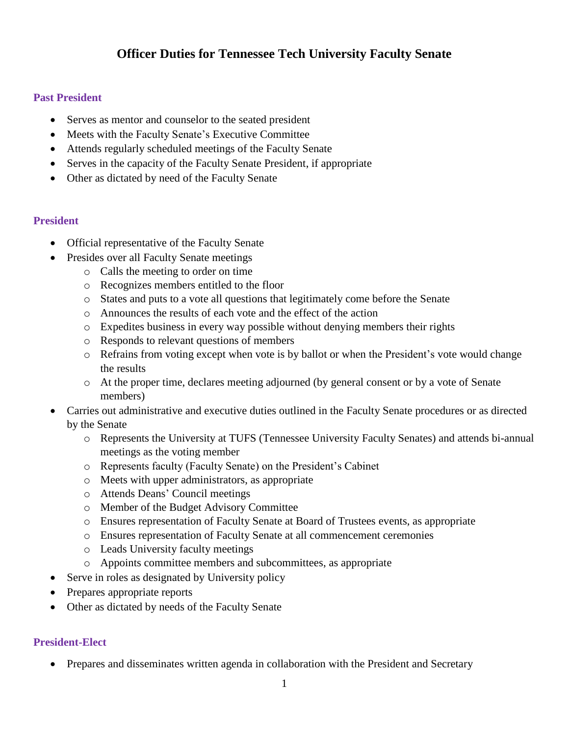# Officer Duties for Tennessee Tech University Faculty Senate

## Past President

- Serves as mentor and counselor to the seated president
- Meets with the Faculty Senate's Executive Committee
- Attends regularly scheduled meetings of the Faculty Senate
- Serves in the capacity of the Faculty Senate President, if appropriate
- Other as dictated by need of the Faculty Senate

## President

- Official representative of the Faculty Senate
- Presides over all Faculty Senate meetings
    - Calls the meeting to order on time
    - Recognizes members entitled to the floor
    - States and puts to a vote all questions that legitimately come before the Senate
    - Announces the results of each vote and the effect of the action
    - Expedites business in every way possible without denying members their rights
    - Responds to relevant questions of members
    - Refrains from voting except when vote is by ballot or when the President's vote would change the results
    - At the proper time, declares meeting adjourned (by general consent or by a vote of Senate members)
- Carries out administrative and executive duties outlined in the Faculty Senate procedures or as directed by the Senate
    - Represents the University at TUFS (Tennessee University Faculty Senates) and attends bi-annual meetings as the voting member
    - Represents faculty (Faculty Senate) on the President's Cabinet
    - Meets with upper administrators, as appropriate
    - Attends Deans' Council meetings
    - Member of the Budget Advisory Committee
    - Ensures representation of Faculty Senate at Board of Trustees events, as appropriate
    - Ensures representation of Faculty Senate at all commencement ceremonies
    - Leads University faculty meetings
    - Appoints committee members and subcommittees, as appropriate
- Serve in roles as designated by University policy
- Prepares appropriate reports
- Other as dictated by needs of the Faculty Senate

## President-Elect

- Prepares and disseminates written agenda in collaboration with the President and Secretary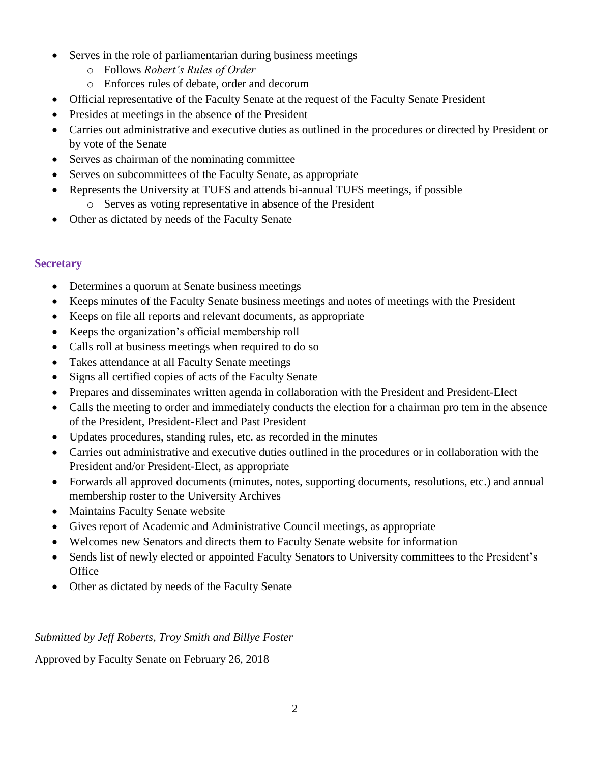- Serves in the role of parliamentarian during business meetings
  - Follows *Robert's Rules of Order*
  - Enforces rules of debate, order and decorum
- Official representative of the Faculty Senate at the request of the Faculty Senate President
- Presides at meetings in the absence of the President
- Carries out administrative and executive duties as outlined in the procedures or directed by President or by vote of the Senate
- Serves as chairman of the nominating committee
- Serves on subcommittees of the Faculty Senate, as appropriate
- Represents the University at TUFS and attends bi-annual TUFS meetings, if possible
  - Serves as voting representative in absence of the President
- Other as dictated by needs of the Faculty Senate

### Secretary

- Determines a quorum at Senate business meetings
- Keeps minutes of the Faculty Senate business meetings and notes of meetings with the President
- Keeps on file all reports and relevant documents, as appropriate
- Keeps the organization's official membership roll
- Calls roll at business meetings when required to do so
- Takes attendance at all Faculty Senate meetings
- Signs all certified copies of acts of the Faculty Senate
- Prepares and disseminates written agenda in collaboration with the President and President-Elect
- Calls the meeting to order and immediately conducts the election for a chairman pro tem in the absence of the President, President-Elect and Past President
- Updates procedures, standing rules, etc. as recorded in the minutes
- Carries out administrative and executive duties outlined in the procedures or in collaboration with the President and/or President-Elect, as appropriate
- Forwards all approved documents (minutes, notes, supporting documents, resolutions, etc.) and annual membership roster to the University Archives
- Maintains Faculty Senate website
- Gives report of Academic and Administrative Council meetings, as appropriate
- Welcomes new Senators and directs them to Faculty Senate website for information
- Sends list of newly elected or appointed Faculty Senators to University committees to the President's Office
- Other as dictated by needs of the Faculty Senate

*Submitted by Jeff Roberts, Troy Smith and Billye Foster*

Approved by Faculty Senate on February 26, 2018